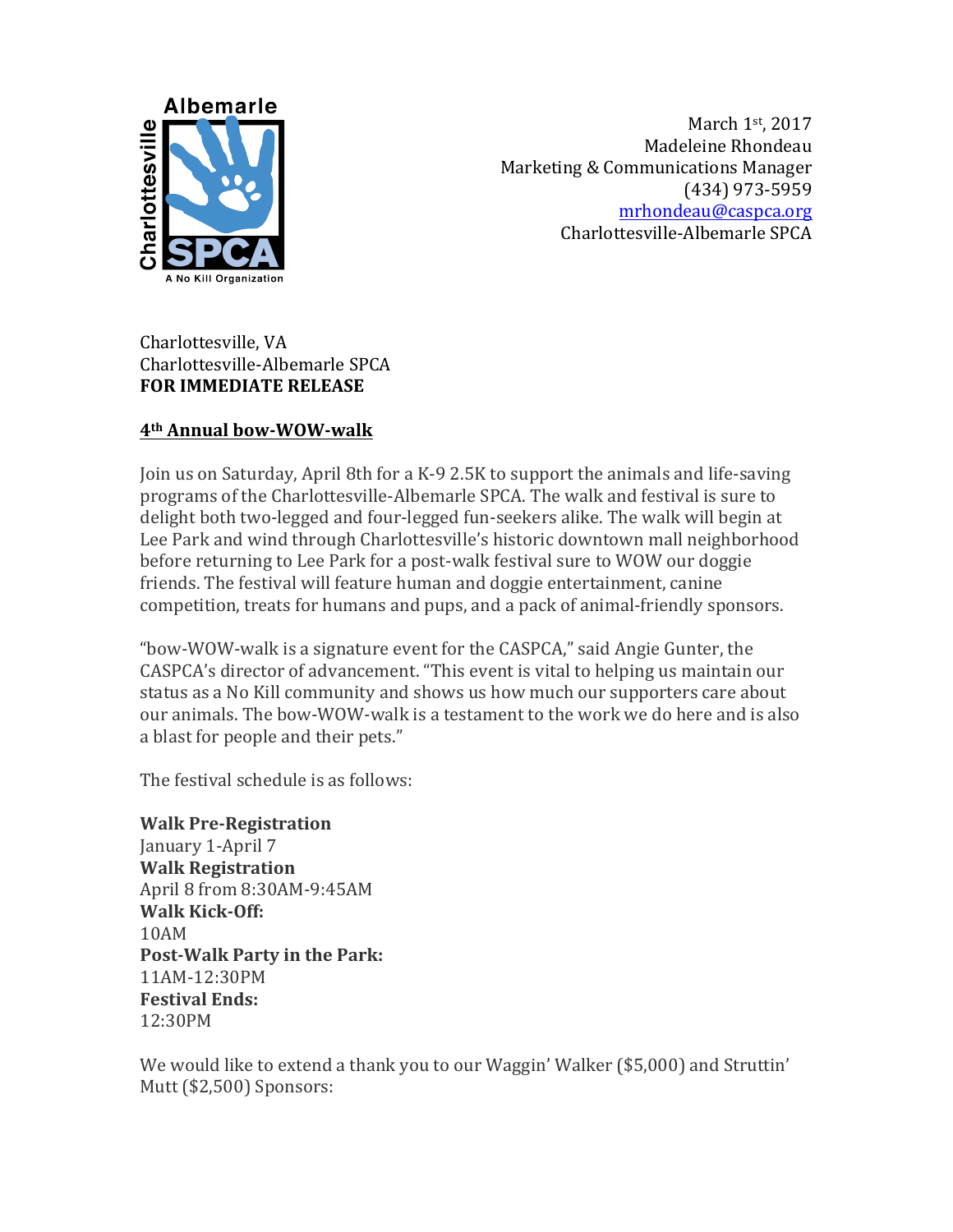Albemarle
Charlottesville
SPCA
A No Kill Organization

March 1st, 2017
Madeleine Rhondeau
Marketing & Communications Manager
(434) 973-5959
mrhondeau@caspca.org
Charlottesville-Albemarle SPCA

Charlottesville, VA
Charlottesville-Albemarle SPCA
**FOR IMMEDIATE RELEASE**

## 4th Annual bow-WOW-walk

Join us on Saturday, April 8th for a K-9 2.5K to support the animals and life-saving programs of the Charlottesville-Albemarle SPCA. The walk and festival is sure to delight both two-legged and four-legged fun-seekers alike. The walk will begin at Lee Park and wind through Charlottesville's historic downtown mall neighborhood before returning to Lee Park for a post-walk festival sure to WOW our doggie friends. The festival will feature human and doggie entertainment, canine competition, treats for humans and pups, and a pack of animal-friendly sponsors.

"bow-WOW-walk is a signature event for the CASPCA," said Angie Gunter, the CASPCA's director of advancement. "This event is vital to helping us maintain our status as a No Kill community and shows us how much our supporters care about our animals. The bow-WOW-walk is a testament to the work we do here and is also a blast for people and their pets."

The festival schedule is as follows:

**Walk Pre-Registration**
January 1-April 7
**Walk Registration**
April 8 from 8:30AM-9:45AM
**Walk Kick-Off:**
10AM
**Post-Walk Party in the Park:**
11AM-12:30PM
**Festival Ends:**
12:30PM

We would like to extend a thank you to our Waggin' Walker ($5,000) and Struttin' Mutt ($2,500) Sponsors: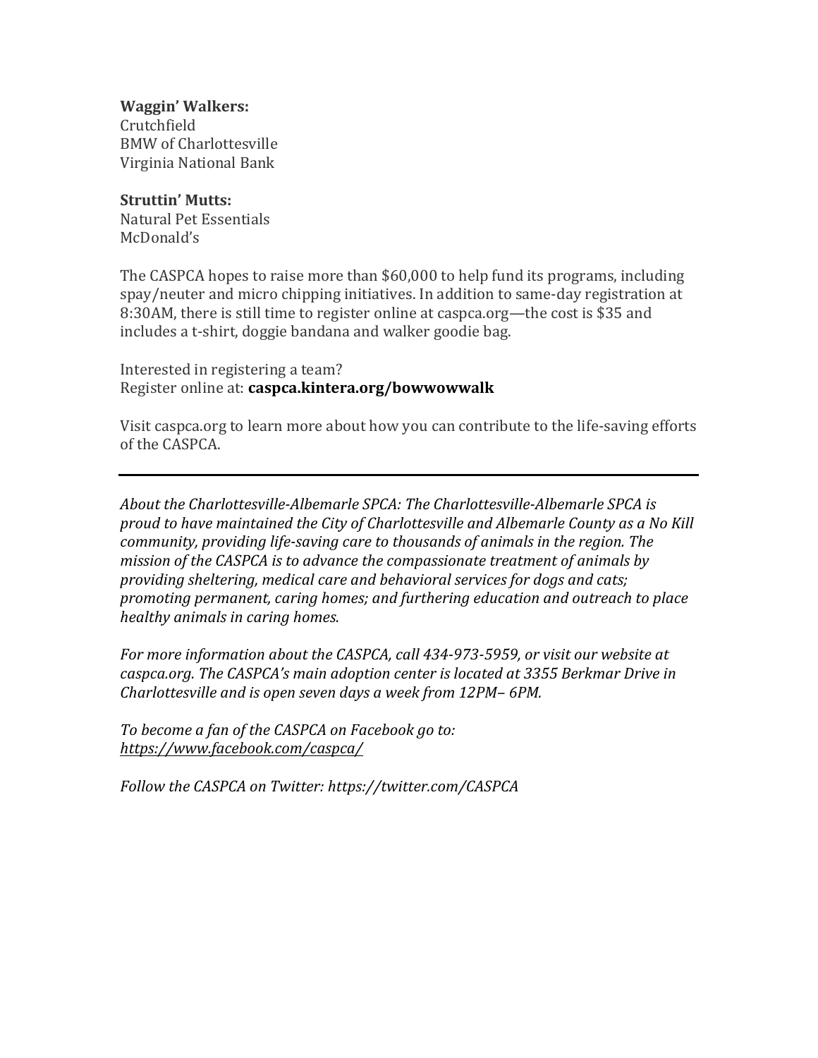**Waggin' Walkers:**
Crutchfield
BMW of Charlottesville
Virginia National Bank

**Struttin' Mutts:**
Natural Pet Essentials
McDonald's

The CASPCA hopes to raise more than $60,000 to help fund its programs, including spay/neuter and micro chipping initiatives. In addition to same-day registration at 8:30AM, there is still time to register online at caspca.org—the cost is $35 and includes a t-shirt, doggie bandana and walker goodie bag.

Interested in registering a team?
Register online at: **caspca.kintera.org/bowwowwalk**

Visit caspca.org to learn more about how you can contribute to the life-saving efforts of the CASPCA.

---

*About the Charlottesville-Albemarle SPCA: The Charlottesville-Albemarle SPCA is proud to have maintained the City of Charlottesville and Albemarle County as a No Kill community, providing life-saving care to thousands of animals in the region. The mission of the CASPCA is to advance the compassionate treatment of animals by providing sheltering, medical care and behavioral services for dogs and cats; promoting permanent, caring homes; and furthering education and outreach to place healthy animals in caring homes.*

*For more information about the CASPCA, call 434-973-5959, or visit our website at caspca.org. The CASPCA's main adoption center is located at 3355 Berkmar Drive in Charlottesville and is open seven days a week from 12PM– 6PM.*

*To become a fan of the CASPCA on Facebook go to:*
*https://www.facebook.com/caspca/*

*Follow the CASPCA on Twitter: https://twitter.com/CASPCA*